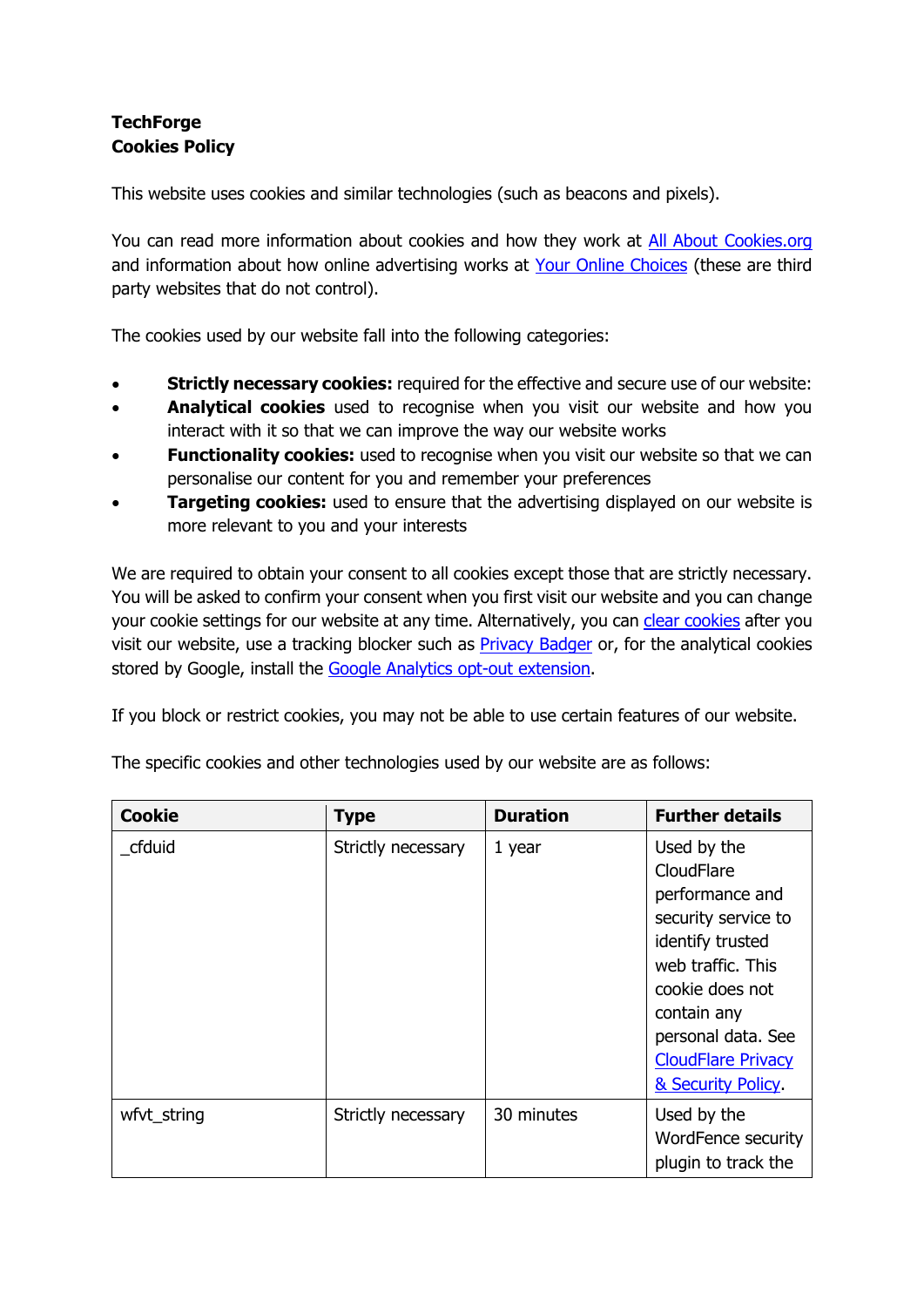**TechForge**
**Cookies Policy**

This website uses cookies and similar technologies (such as beacons and pixels).

You can read more information about cookies and how they work at [All About Cookies.org]() and information about how online advertising works at [Your Online Choices]() (these are third party websites that do not control).

The cookies used by our website fall into the following categories:

- **Strictly necessary cookies:** required for the effective and secure use of our website:
- **Analytical cookies** used to recognise when you visit our website and how you interact with it so that we can improve the way our website works
- **Functionality cookies:** used to recognise when you visit our website so that we can personalise our content for you and remember your preferences
- **Targeting cookies:** used to ensure that the advertising displayed on our website is more relevant to you and your interests

We are required to obtain your consent to all cookies except those that are strictly necessary. You will be asked to confirm your consent when you first visit our website and you can change your cookie settings for our website at any time. Alternatively, you can [clear cookies]() after you visit our website, use a tracking blocker such as [Privacy Badger]() or, for the analytical cookies stored by Google, install the [Google Analytics opt-out extension]().

If you block or restrict cookies, you may not be able to use certain features of our website.

The specific cookies and other technologies used by our website are as follows:

| Cookie | Type | Duration | Further details |
|---|---|---|---|
| _cfduid | Strictly necessary | 1 year | Used by the CloudFlare performance and security service to identify trusted web traffic. This cookie does not contain any personal data. See [CloudFlare Privacy & Security Policy](). |
| wfvt_string | Strictly necessary | 30 minutes | Used by the WordFence security plugin to track the |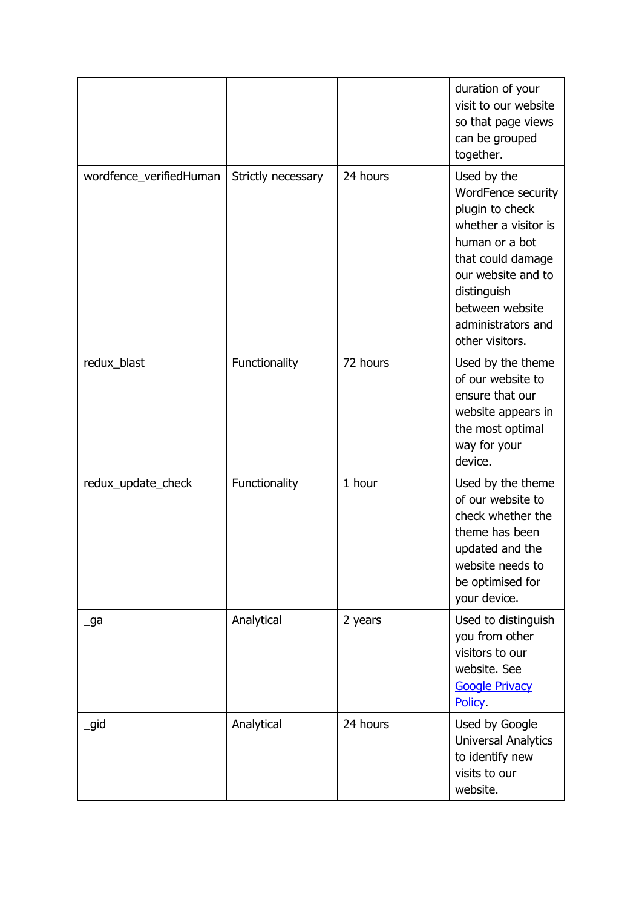| | | | |
|---|---|---|---|
| | | | duration of your visit to our website so that page views can be grouped together. |
| wordfence_verifiedHuman | Strictly necessary | 24 hours | Used by the WordFence security plugin to check whether a visitor is human or a bot that could damage our website and to distinguish between website administrators and other visitors. |
| redux_blast | Functionality | 72 hours | Used by the theme of our website to ensure that our website appears in the most optimal way for your device. |
| redux_update_check | Functionality | 1 hour | Used by the theme of our website to check whether the theme has been updated and the website needs to be optimised for your device. |
| _ga | Analytical | 2 years | Used to distinguish you from other visitors to our website. See [Google Privacy Policy](). |
| _gid | Analytical | 24 hours | Used by Google Universal Analytics to identify new visits to our website. |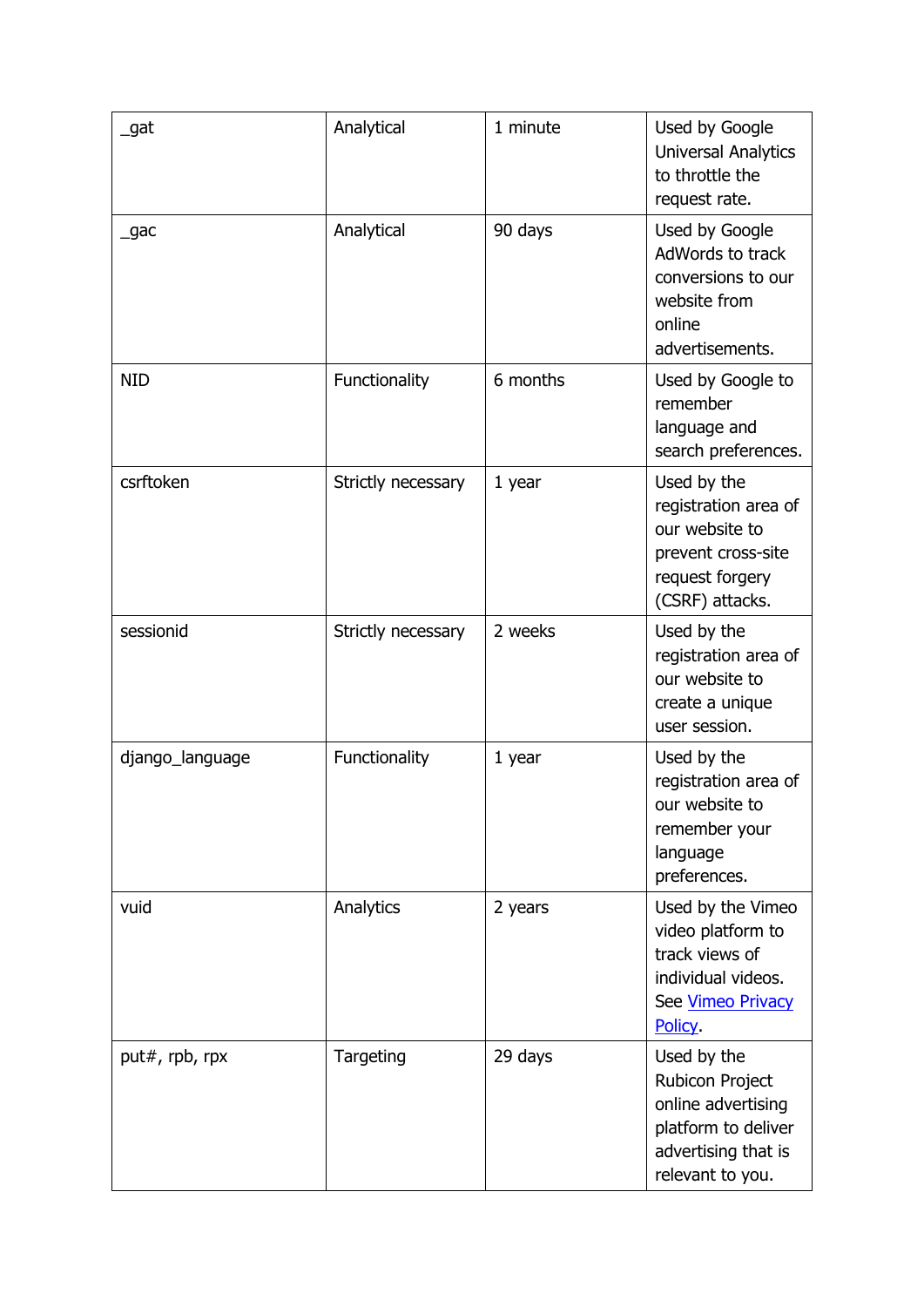| _gat | Analytical | 1 minute | Used by Google Universal Analytics to throttle the request rate. |
|---|---|---|---|
| _gac | Analytical | 90 days | Used by Google AdWords to track conversions to our website from online advertisements. |
| NID | Functionality | 6 months | Used by Google to remember language and search preferences. |
| csrftoken | Strictly necessary | 1 year | Used by the registration area of our website to prevent cross-site request forgery (CSRF) attacks. |
| sessionid | Strictly necessary | 2 weeks | Used by the registration area of our website to create a unique user session. |
| django_language | Functionality | 1 year | Used by the registration area of our website to remember your language preferences. |
| vuid | Analytics | 2 years | Used by the Vimeo video platform to track views of individual videos. See Vimeo Privacy Policy. |
| put#, rpb, rpx | Targeting | 29 days | Used by the Rubicon Project online advertising platform to deliver advertising that is relevant to you. |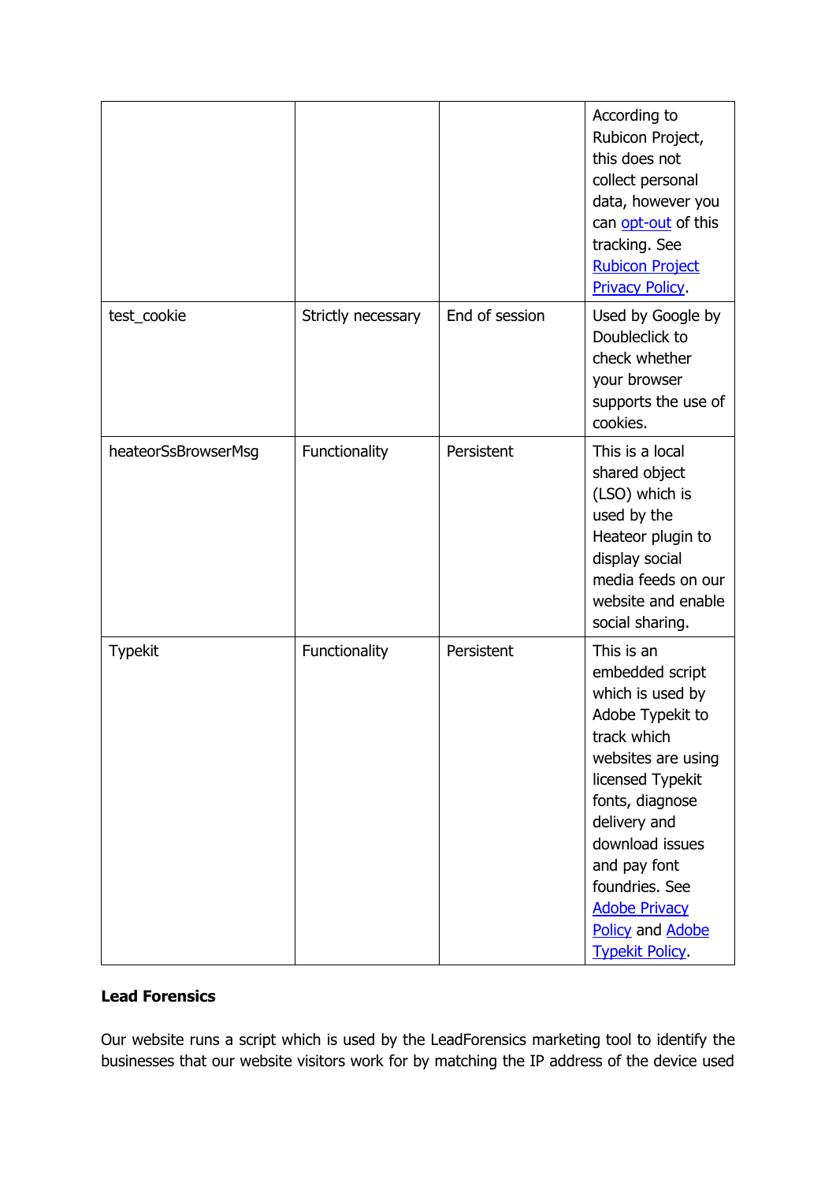| | | | |
|---|---|---|---|
| | | | According to Rubicon Project, this does not collect personal data, however you can opt-out of this tracking. See Rubicon Project Privacy Policy. |
| test_cookie | Strictly necessary | End of session | Used by Google by Doubleclick to check whether your browser supports the use of cookies. |
| heateorSsBrowserMsg | Functionality | Persistent | This is a local shared object (LSO) which is used by the Heateor plugin to display social media feeds on our website and enable social sharing. |
| Typekit | Functionality | Persistent | This is an embedded script which is used by Adobe Typekit to track which websites are using licensed Typekit fonts, diagnose delivery and download issues and pay font foundries. See Adobe Privacy Policy and Adobe Typekit Policy. |

**Lead Forensics**

Our website runs a script which is used by the LeadForensics marketing tool to identify the businesses that our website visitors work for by matching the IP address of the device used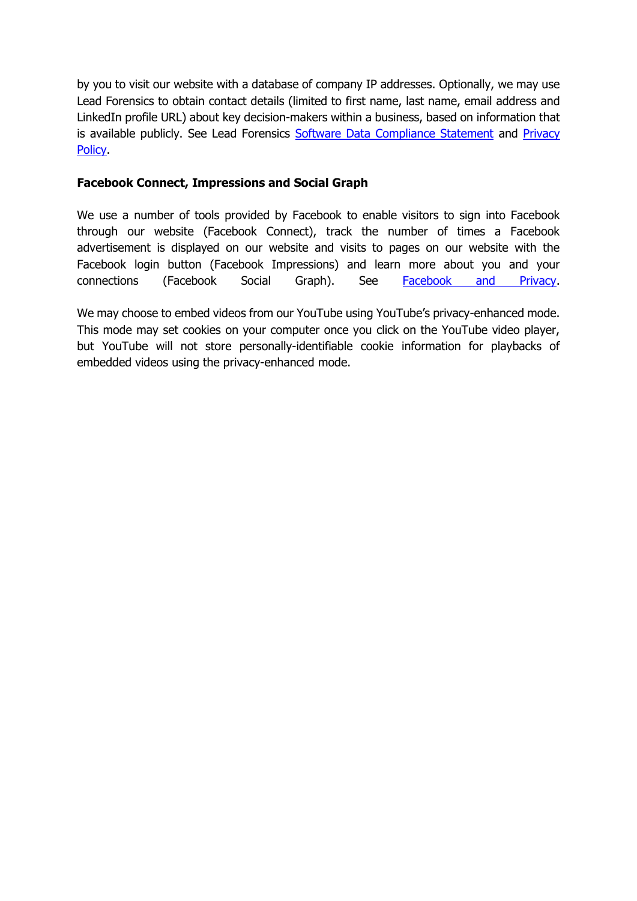by you to visit our website with a database of company IP addresses. Optionally, we may use Lead Forensics to obtain contact details (limited to first name, last name, email address and LinkedIn profile URL) about key decision-makers within a business, based on information that is available publicly. See Lead Forensics Software Data Compliance Statement and Privacy Policy.

**Facebook Connect, Impressions and Social Graph**

We use a number of tools provided by Facebook to enable visitors to sign into Facebook through our website (Facebook Connect), track the number of times a Facebook advertisement is displayed on our website and visits to pages on our website with the Facebook login button (Facebook Impressions) and learn more about you and your connections (Facebook Social Graph). See Facebook and Privacy.

We may choose to embed videos from our YouTube using YouTube's privacy-enhanced mode. This mode may set cookies on your computer once you click on the YouTube video player, but YouTube will not store personally-identifiable cookie information for playbacks of embedded videos using the privacy-enhanced mode.